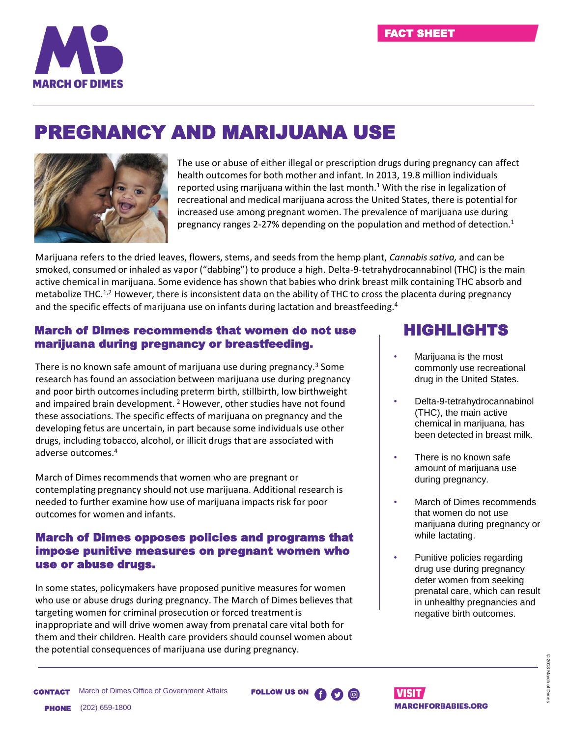MARCH OF DIMES

FACT SHEET

# PREGNANCY AND MARIJUANA USE

The use or abuse of either illegal or prescription drugs during pregnancy can affect health outcomes for both mother and infant. In 2013, 19.8 million individuals reported using marijuana within the last month.[1] With the rise in legalization of recreational and medical marijuana across the United States, there is potential for increased use among pregnant women. The prevalence of marijuana use during pregnancy ranges 2-27% depending on the population and method of detection.[1]

Marijuana refers to the dried leaves, flowers, stems, and seeds from the hemp plant, *Cannabis sativa,* and can be smoked, consumed or inhaled as vapor ("dabbing") to produce a high. Delta-9-tetrahydrocannabinol (THC) is the main active chemical in marijuana. Some evidence has shown that babies who drink breast milk containing THC absorb and metabolize THC.[1,2] However, there is inconsistent data on the ability of THC to cross the placenta during pregnancy and the specific effects of marijuana use on infants during lactation and breastfeeding.[4]

## March of Dimes recommends that women do not use marijuana during pregnancy or breastfeeding.

There is no known safe amount of marijuana use during pregnancy.[3] Some research has found an association between marijuana use during pregnancy and poor birth outcomes including preterm birth, stillbirth, low birthweight and impaired brain development. [2] However, other studies have not found these associations. The specific effects of marijuana on pregnancy and the developing fetus are uncertain, in part because some individuals use other drugs, including tobacco, alcohol, or illicit drugs that are associated with adverse outcomes.[4]

March of Dimes recommends that women who are pregnant or contemplating pregnancy should not use marijuana. Additional research is needed to further examine how use of marijuana impacts risk for poor outcomes for women and infants.

## March of Dimes opposes policies and programs that impose punitive measures on pregnant women who use or abuse drugs.

In some states, policymakers have proposed punitive measures for women who use or abuse drugs during pregnancy. The March of Dimes believes that targeting women for criminal prosecution or forced treatment is inappropriate and will drive women away from prenatal care vital both for them and their children. Health care providers should counsel women about the potential consequences of marijuana use during pregnancy.

## HIGHLIGHTS

- Marijuana is the most commonly use recreational drug in the United States.
- Delta-9-tetrahydrocannabinol (THC), the main active chemical in marijuana, has been detected in breast milk.
- There is no known safe amount of marijuana use during pregnancy.
- March of Dimes recommends that women do not use marijuana during pregnancy or while lactating.
- Punitive policies regarding drug use during pregnancy deter women from seeking prenatal care, which can result in unhealthy pregnancies and negative birth outcomes.

**CONTACT** March of Dimes Office of Government Affairs

**PHONE** (202) 659-1800

**FOLLOW US ON**

**VISIT** MARCHFORBABIES.ORG

© 2018 March of Dimes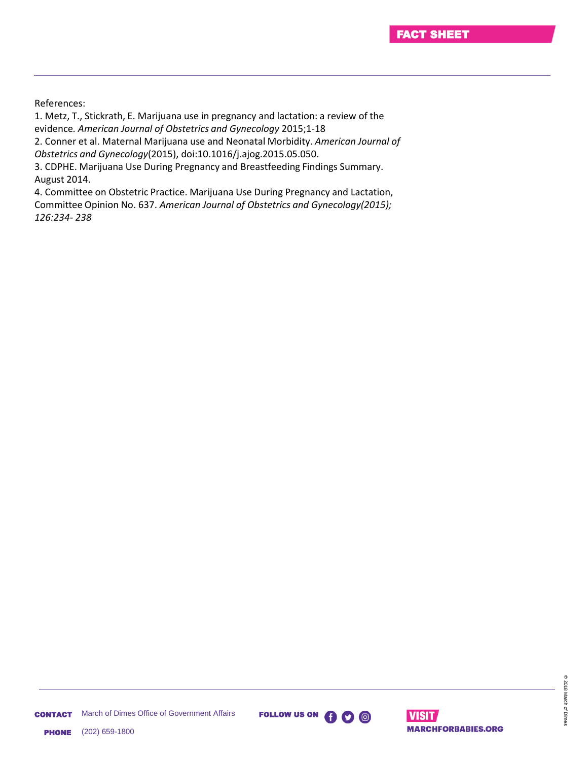References:

1. Metz, T., Stickrath, E. Marijuana use in pregnancy and lactation: a review of the evidence. *American Journal of Obstetrics and Gynecology* 2015;1-18
2. Conner et al. Maternal Marijuana use and Neonatal Morbidity. *American Journal of Obstetrics and Gynecology*(2015), doi:10.1016/j.ajog.2015.05.050.
3. CDPHE. Marijuana Use During Pregnancy and Breastfeeding Findings Summary. August 2014.
4. Committee on Obstetric Practice. Marijuana Use During Pregnancy and Lactation, Committee Opinion No. 637. *American Journal of Obstetrics and Gynecology(2015); 126:234- 238*